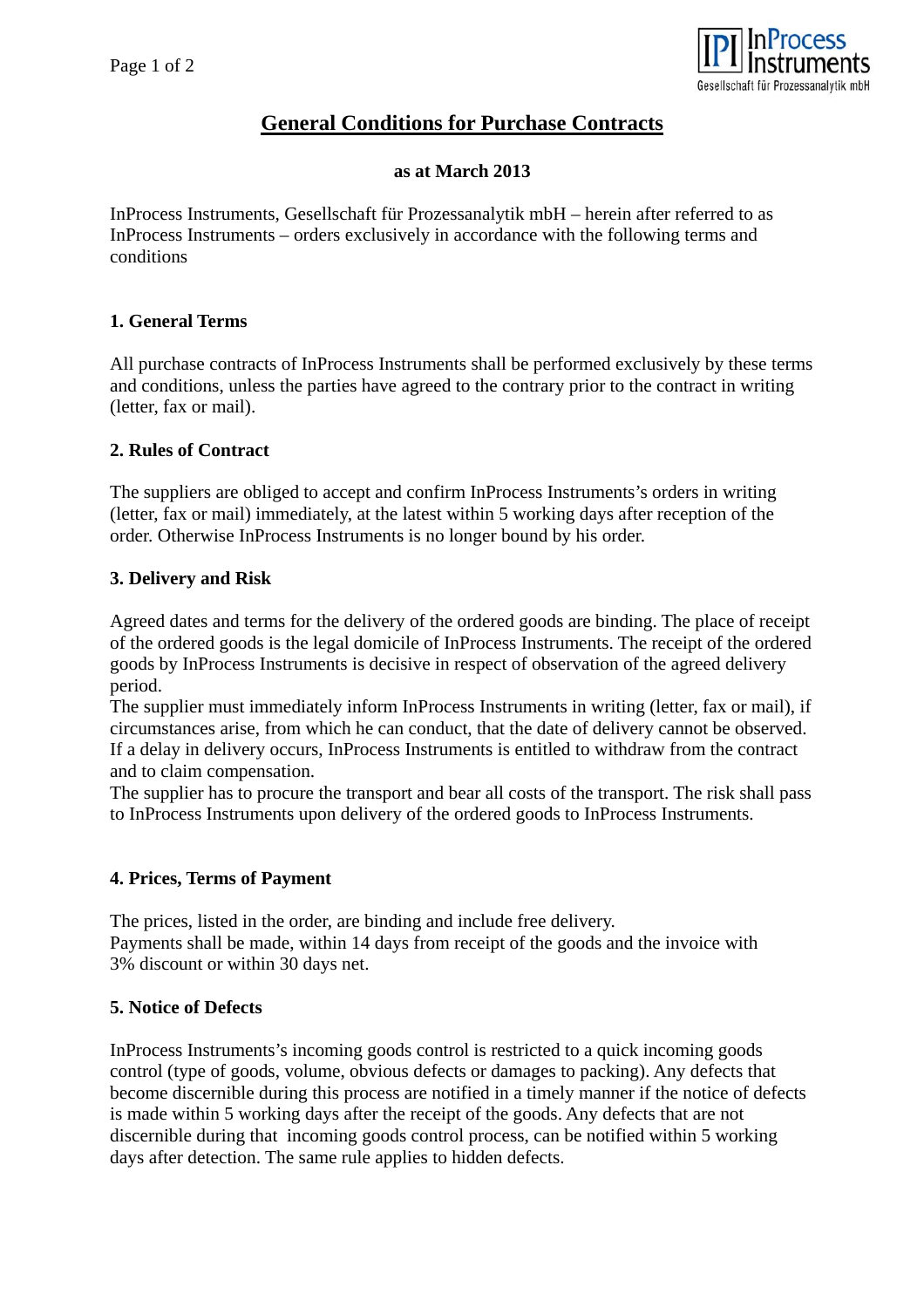# General Conditions for Purchase Contracts

**as at March 2013**

InProcess Instruments, Gesellschaft für Prozessanalytik mbH – herein after referred to as InProcess Instruments – orders exclusively in accordance with the following terms and conditions

## 1. General Terms

All purchase contracts of InProcess Instruments shall be performed exclusively by these terms and conditions, unless the parties have agreed to the contrary prior to the contract in writing (letter, fax or mail).

## 2. Rules of Contract

The suppliers are obliged to accept and confirm InProcess Instruments's orders in writing (letter, fax or mail) immediately, at the latest within 5 working days after reception of the order. Otherwise InProcess Instruments is no longer bound by his order.

## 3. Delivery and Risk

Agreed dates and terms for the delivery of the ordered goods are binding. The place of receipt of the ordered goods is the legal domicile of InProcess Instruments. The receipt of the ordered goods by InProcess Instruments is decisive in respect of observation of the agreed delivery period.
The supplier must immediately inform InProcess Instruments in writing (letter, fax or mail), if circumstances arise, from which he can conduct, that the date of delivery cannot be observed. If a delay in delivery occurs, InProcess Instruments is entitled to withdraw from the contract and to claim compensation.
The supplier has to procure the transport and bear all costs of the transport. The risk shall pass to InProcess Instruments upon delivery of the ordered goods to InProcess Instruments.

## 4. Prices, Terms of Payment

The prices, listed in the order, are binding and include free delivery.
Payments shall be made, within 14 days from receipt of the goods and the invoice with 3% discount or within 30 days net.

## 5. Notice of Defects

InProcess Instruments's incoming goods control is restricted to a quick incoming goods control (type of goods, volume, obvious defects or damages to packing). Any defects that become discernible during this process are notified in a timely manner if the notice of defects is made within 5 working days after the receipt of the goods. Any defects that are not discernible during that incoming goods control process, can be notified within 5 working days after detection. The same rule applies to hidden defects.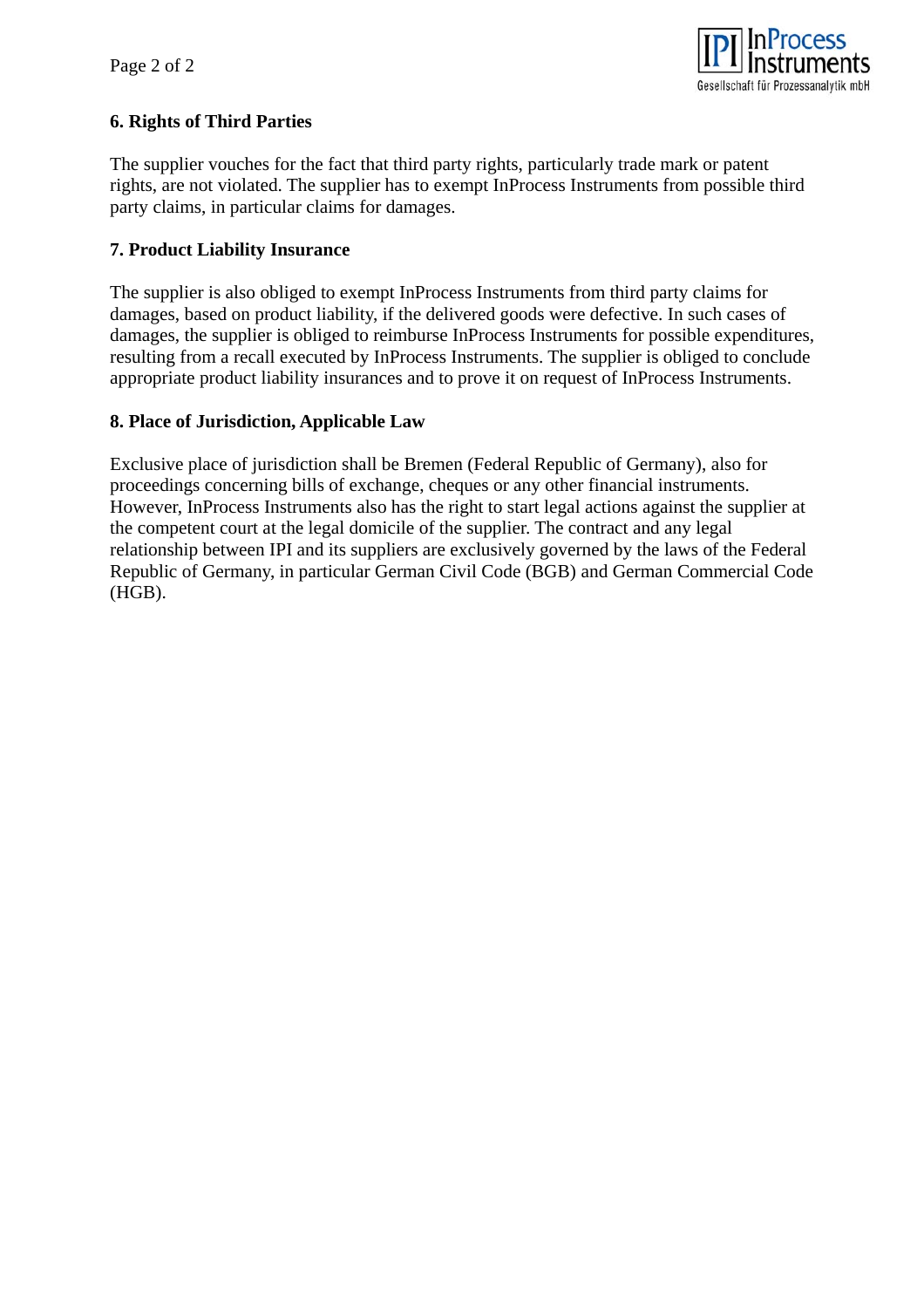**6. Rights of Third Parties**

The supplier vouches for the fact that third party rights, particularly trade mark or patent rights, are not violated. The supplier has to exempt InProcess Instruments from possible third party claims, in particular claims for damages.

**7. Product Liability Insurance**

The supplier is also obliged to exempt InProcess Instruments from third party claims for damages, based on product liability, if the delivered goods were defective. In such cases of damages, the supplier is obliged to reimburse InProcess Instruments for possible expenditures, resulting from a recall executed by InProcess Instruments. The supplier is obliged to conclude appropriate product liability insurances and to prove it on request of InProcess Instruments.

**8. Place of Jurisdiction, Applicable Law**

Exclusive place of jurisdiction shall be Bremen (Federal Republic of Germany), also for proceedings concerning bills of exchange, cheques or any other financial instruments. However, InProcess Instruments also has the right to start legal actions against the supplier at the competent court at the legal domicile of the supplier. The contract and any legal relationship between IPI and its suppliers are exclusively governed by the laws of the Federal Republic of Germany, in particular German Civil Code (BGB) and German Commercial Code (HGB).